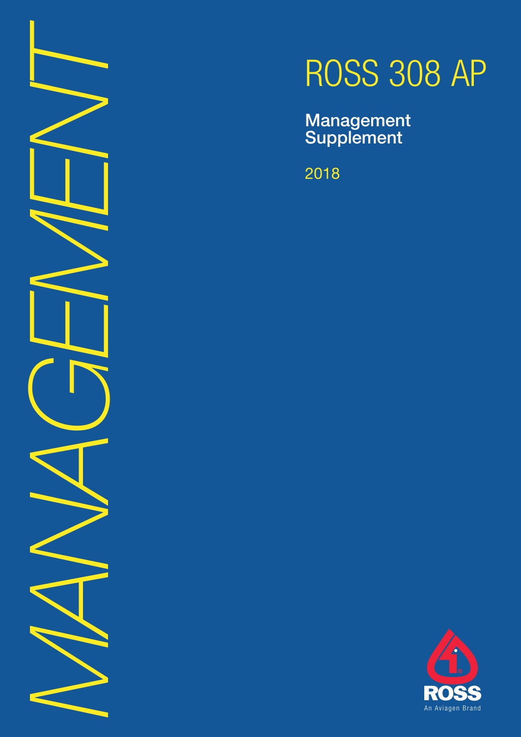MANAGEMENT

# ROSS 308 AP

## Management Supplement

2018

ROSS

An Aviagen Brand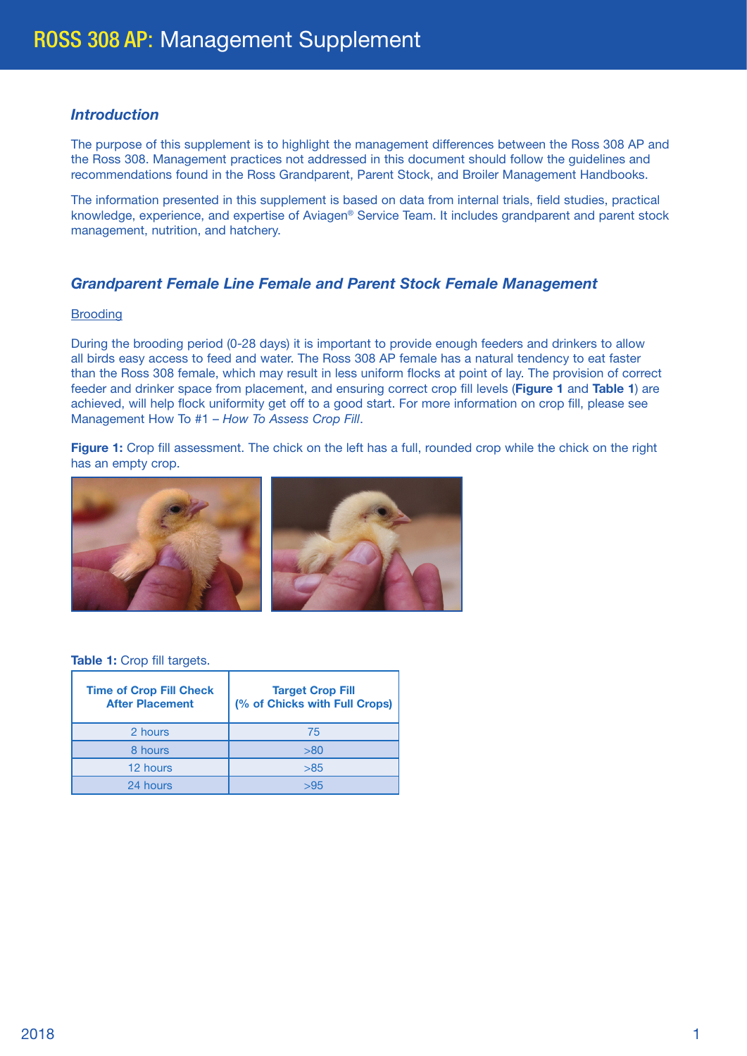# ROSS 308 AP: Management Supplement

## *Introduction*

The purpose of this supplement is to highlight the management differences between the Ross 308 AP and the Ross 308. Management practices not addressed in this document should follow the guidelines and recommendations found in the Ross Grandparent, Parent Stock, and Broiler Management Handbooks.

The information presented in this supplement is based on data from internal trials, field studies, practical knowledge, experience, and expertise of Aviagen® Service Team. It includes grandparent and parent stock management, nutrition, and hatchery.

## *Grandparent Female Line Female and Parent Stock Female Management*

### Brooding

During the brooding period (0-28 days) it is important to provide enough feeders and drinkers to allow all birds easy access to feed and water. The Ross 308 AP female has a natural tendency to eat faster than the Ross 308 female, which may result in less uniform flocks at point of lay. The provision of correct feeder and drinker space from placement, and ensuring correct crop fill levels (**Figure 1** and **Table 1**) are achieved, will help flock uniformity get off to a good start. For more information on crop fill, please see Management How To #1 – *How To Assess Crop Fill*.

**Figure 1:** Crop fill assessment. The chick on the left has a full, rounded crop while the chick on the right has an empty crop.

**Table 1:** Crop fill targets.

| Time of Crop Fill Check After Placement | Target Crop Fill (% of Chicks with Full Crops) |
|---|---|
| 2 hours | 75 |
| 8 hours | >80 |
| 12 hours | >85 |
| 24 hours | >95 |

2018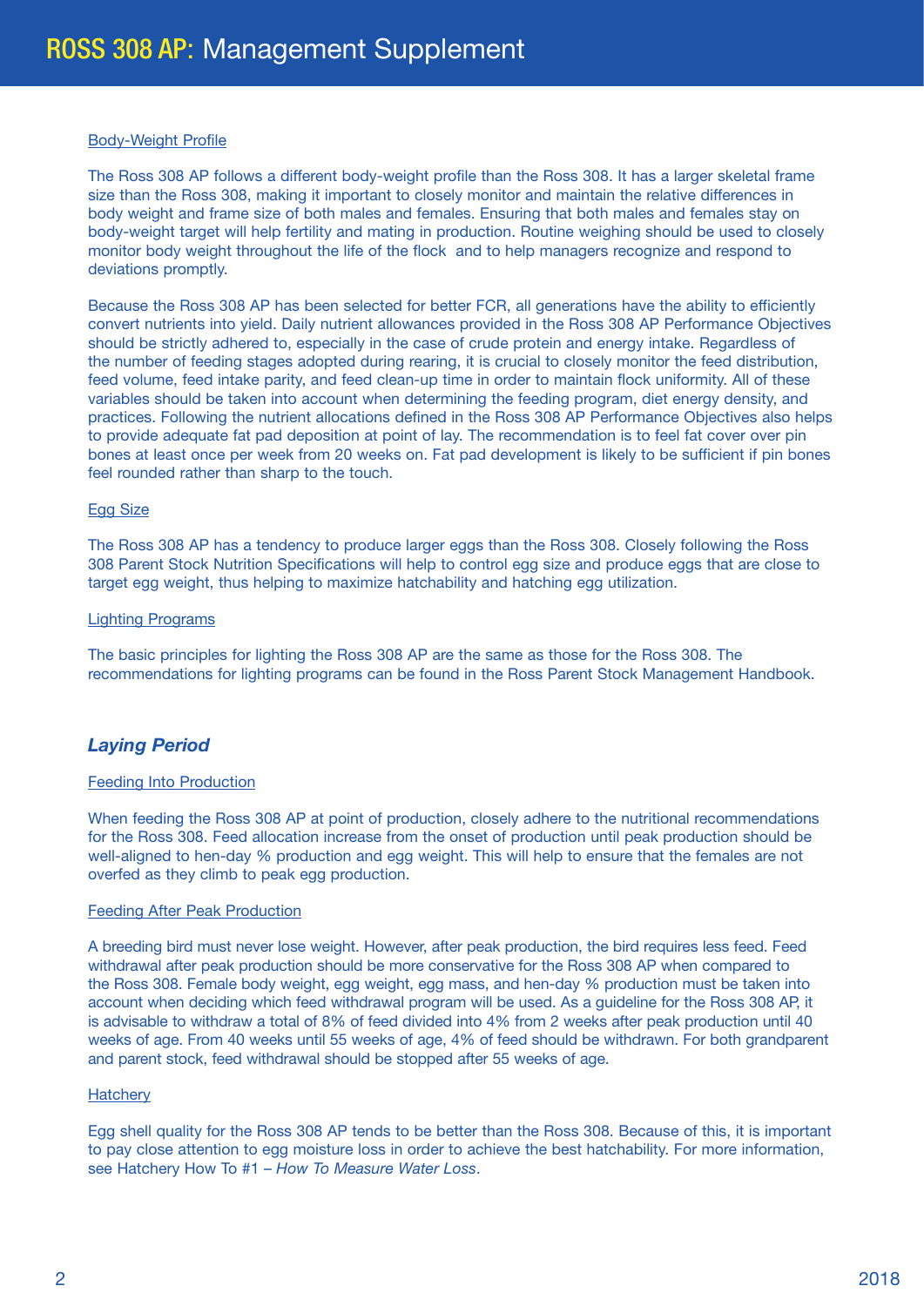#### Body-Weight Profile

The Ross 308 AP follows a different body-weight profile than the Ross 308. It has a larger skeletal frame size than the Ross 308, making it important to closely monitor and maintain the relative differences in body weight and frame size of both males and females. Ensuring that both males and females stay on body-weight target will help fertility and mating in production. Routine weighing should be used to closely monitor body weight throughout the life of the flock and to help managers recognize and respond to deviations promptly.

Because the Ross 308 AP has been selected for better FCR, all generations have the ability to efficiently convert nutrients into yield. Daily nutrient allowances provided in the Ross 308 AP Performance Objectives should be strictly adhered to, especially in the case of crude protein and energy intake. Regardless of the number of feeding stages adopted during rearing, it is crucial to closely monitor the feed distribution, feed volume, feed intake parity, and feed clean-up time in order to maintain flock uniformity. All of these variables should be taken into account when determining the feeding program, diet energy density, and practices. Following the nutrient allocations defined in the Ross 308 AP Performance Objectives also helps to provide adequate fat pad deposition at point of lay. The recommendation is to feel fat cover over pin bones at least once per week from 20 weeks on. Fat pad development is likely to be sufficient if pin bones feel rounded rather than sharp to the touch.

#### Egg Size

The Ross 308 AP has a tendency to produce larger eggs than the Ross 308. Closely following the Ross 308 Parent Stock Nutrition Specifications will help to control egg size and produce eggs that are close to target egg weight, thus helping to maximize hatchability and hatching egg utilization.

#### Lighting Programs

The basic principles for lighting the Ross 308 AP are the same as those for the Ross 308. The recommendations for lighting programs can be found in the Ross Parent Stock Management Handbook.

### *Laying Period*

#### Feeding Into Production

When feeding the Ross 308 AP at point of production, closely adhere to the nutritional recommendations for the Ross 308. Feed allocation increase from the onset of production until peak production should be well-aligned to hen-day % production and egg weight. This will help to ensure that the females are not overfed as they climb to peak egg production.

#### Feeding After Peak Production

A breeding bird must never lose weight. However, after peak production, the bird requires less feed. Feed withdrawal after peak production should be more conservative for the Ross 308 AP when compared to the Ross 308. Female body weight, egg weight, egg mass, and hen-day % production must be taken into account when deciding which feed withdrawal program will be used. As a guideline for the Ross 308 AP, it is advisable to withdraw a total of 8% of feed divided into 4% from 2 weeks after peak production until 40 weeks of age. From 40 weeks until 55 weeks of age, 4% of feed should be withdrawn. For both grandparent and parent stock, feed withdrawal should be stopped after 55 weeks of age.

#### Hatchery

Egg shell quality for the Ross 308 AP tends to be better than the Ross 308. Because of this, it is important to pay close attention to egg moisture loss in order to achieve the best hatchability. For more information, see Hatchery How To #1 – *How To Measure Water Loss*.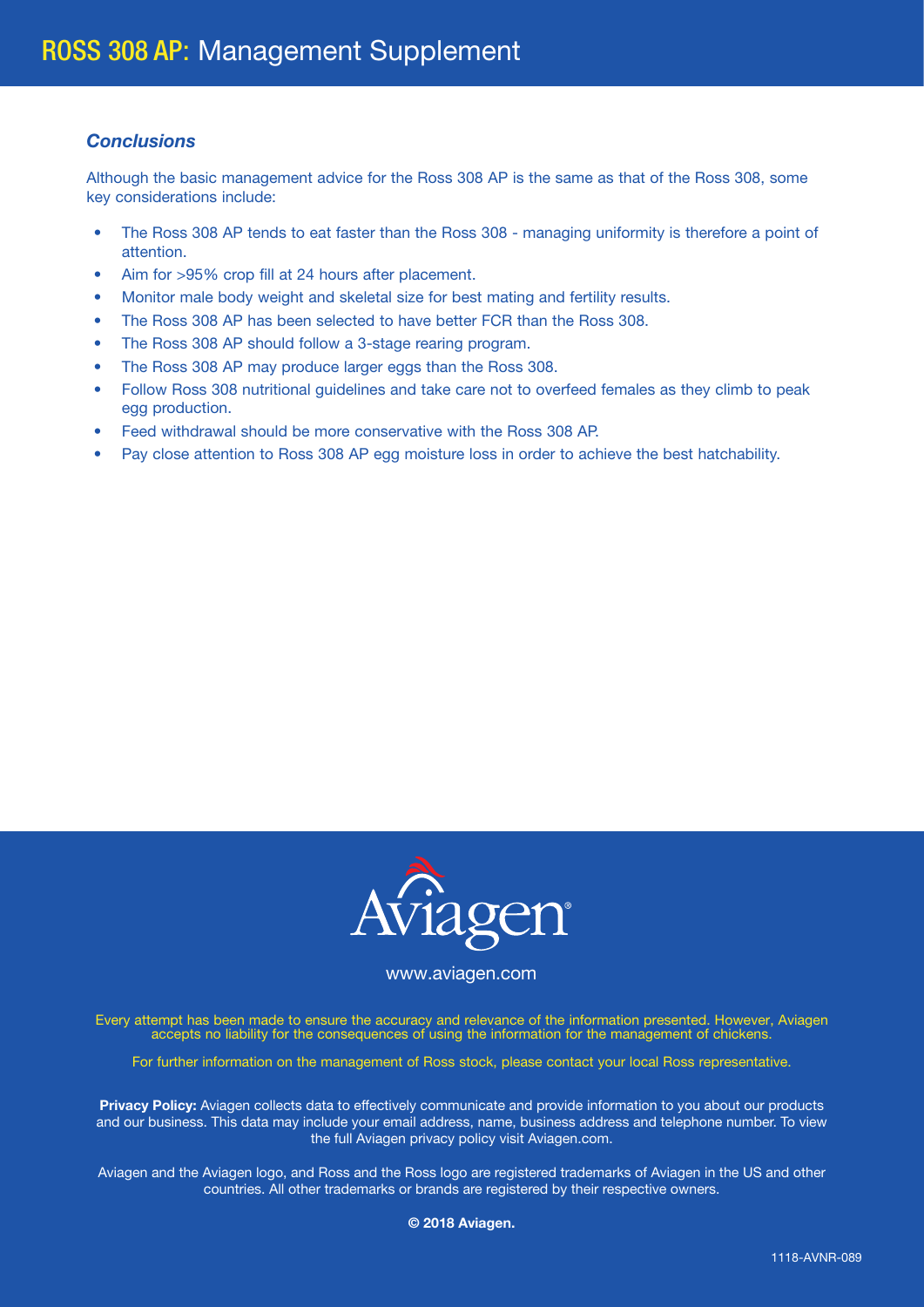### *Conclusions*

Although the basic management advice for the Ross 308 AP is the same as that of the Ross 308, some key considerations include:

- The Ross 308 AP tends to eat faster than the Ross 308 - managing uniformity is therefore a point of attention.
- Aim for >95% crop fill at 24 hours after placement.
- Monitor male body weight and skeletal size for best mating and fertility results.
- The Ross 308 AP has been selected to have better FCR than the Ross 308.
- The Ross 308 AP should follow a 3-stage rearing program.
- The Ross 308 AP may produce larger eggs than the Ross 308.
- Follow Ross 308 nutritional guidelines and take care not to overfeed females as they climb to peak egg production.
- Feed withdrawal should be more conservative with the Ross 308 AP.
- Pay close attention to Ross 308 AP egg moisture loss in order to achieve the best hatchability.

Aviagen®

www.aviagen.com

Every attempt has been made to ensure the accuracy and relevance of the information presented. However, Aviagen accepts no liability for the consequences of using the information for the management of chickens.

For further information on the management of Ross stock, please contact your local Ross representative.

**Privacy Policy:** Aviagen collects data to effectively communicate and provide information to you about our products and our business. This data may include your email address, name, business address and telephone number. To view the full Aviagen privacy policy visit Aviagen.com.

Aviagen and the Aviagen logo, and Ross and the Ross logo are registered trademarks of Aviagen in the US and other countries. All other trademarks or brands are registered by their respective owners.

**© 2018 Aviagen.**

1118-AVNR-089